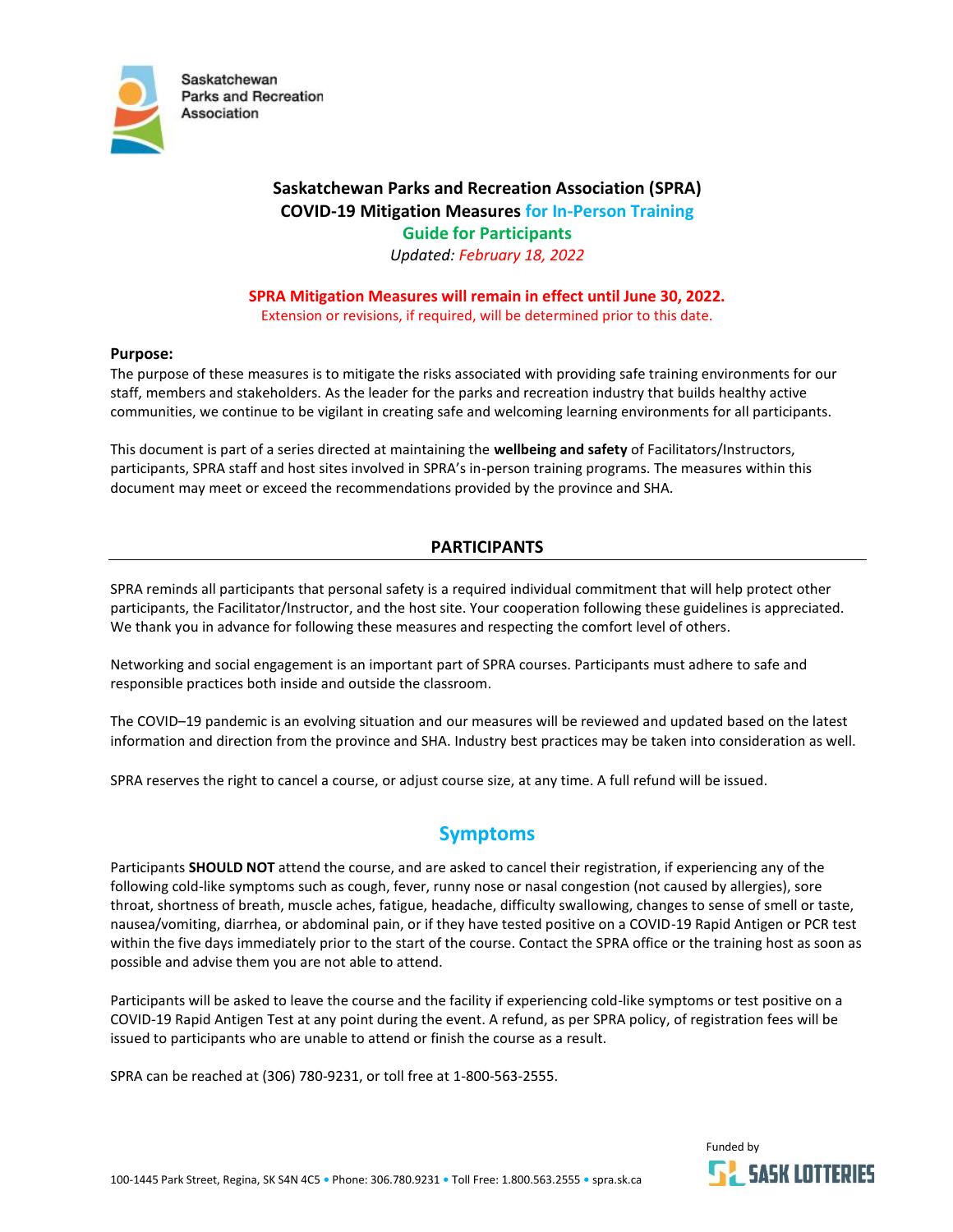Saskatchewan Parks and Recreation Association

# Saskatchewan Parks and Recreation Association (SPRA) COVID-19 Mitigation Measures for In-Person Training Guide for Participants

*Updated: February 18, 2022*

**SPRA Mitigation Measures will remain in effect until June 30, 2022.**
Extension or revisions, if required, will be determined prior to this date.

**Purpose:**
The purpose of these measures is to mitigate the risks associated with providing safe training environments for our staff, members and stakeholders. As the leader for the parks and recreation industry that builds healthy active communities, we continue to be vigilant in creating safe and welcoming learning environments for all participants.

This document is part of a series directed at maintaining the **wellbeing and safety** of Facilitators/Instructors, participants, SPRA staff and host sites involved in SPRA's in-person training programs. The measures within this document may meet or exceed the recommendations provided by the province and SHA.

## PARTICIPANTS

SPRA reminds all participants that personal safety is a required individual commitment that will help protect other participants, the Facilitator/Instructor, and the host site. Your cooperation following these guidelines is appreciated. We thank you in advance for following these measures and respecting the comfort level of others.

Networking and social engagement is an important part of SPRA courses. Participants must adhere to safe and responsible practices both inside and outside the classroom.

The COVID–19 pandemic is an evolving situation and our measures will be reviewed and updated based on the latest information and direction from the province and SHA. Industry best practices may be taken into consideration as well.

SPRA reserves the right to cancel a course, or adjust course size, at any time. A full refund will be issued.

## Symptoms

Participants **SHOULD NOT** attend the course, and are asked to cancel their registration, if experiencing any of the following cold-like symptoms such as cough, fever, runny nose or nasal congestion (not caused by allergies), sore throat, shortness of breath, muscle aches, fatigue, headache, difficulty swallowing, changes to sense of smell or taste, nausea/vomiting, diarrhea, or abdominal pain, or if they have tested positive on a COVID-19 Rapid Antigen or PCR test within the five days immediately prior to the start of the course. Contact the SPRA office or the training host as soon as possible and advise them you are not able to attend.

Participants will be asked to leave the course and the facility if experiencing cold-like symptoms or test positive on a COVID-19 Rapid Antigen Test at any point during the event. A refund, as per SPRA policy, of registration fees will be issued to participants who are unable to attend or finish the course as a result.

SPRA can be reached at (306) 780-9231, or toll free at 1-800-563-2555.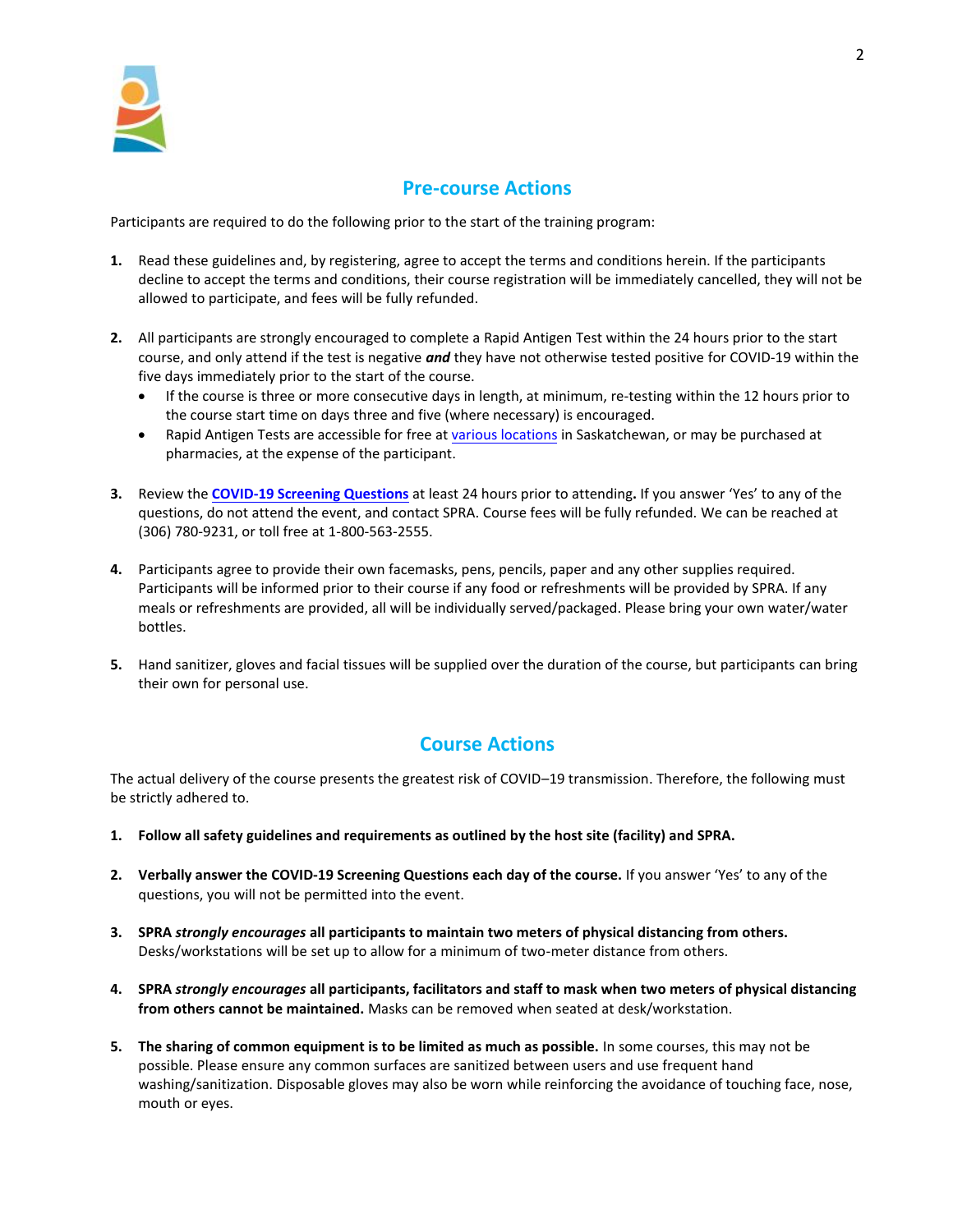## Pre-course Actions

Participants are required to do the following prior to the start of the training program:

1. Read these guidelines and, by registering, agree to accept the terms and conditions herein. If the participants decline to accept the terms and conditions, their course registration will be immediately cancelled, they will not be allowed to participate, and fees will be fully refunded.

2. All participants are strongly encouraged to complete a Rapid Antigen Test within the 24 hours prior to the start course, and only attend if the test is negative ***and*** they have not otherwise tested positive for COVID-19 within the five days immediately prior to the start of the course.
   - If the course is three or more consecutive days in length, at minimum, re-testing within the 12 hours prior to the course start time on days three and five (where necessary) is encouraged.
   - Rapid Antigen Tests are accessible for free at various locations in Saskatchewan, or may be purchased at pharmacies, at the expense of the participant.

3. Review the **COVID-19 Screening Questions** at least 24 hours prior to attending**.** If you answer 'Yes' to any of the questions, do not attend the event, and contact SPRA. Course fees will be fully refunded. We can be reached at (306) 780-9231, or toll free at 1-800-563-2555.

4. Participants agree to provide their own facemasks, pens, pencils, paper and any other supplies required. Participants will be informed prior to their course if any food or refreshments will be provided by SPRA. If any meals or refreshments are provided, all will be individually served/packaged. Please bring your own water/water bottles.

5. Hand sanitizer, gloves and facial tissues will be supplied over the duration of the course, but participants can bring their own for personal use.

## Course Actions

The actual delivery of the course presents the greatest risk of COVID–19 transmission. Therefore, the following must be strictly adhered to.

1. **Follow all safety guidelines and requirements as outlined by the host site (facility) and SPRA.**

2. **Verbally answer the COVID-19 Screening Questions each day of the course.** If you answer 'Yes' to any of the questions, you will not be permitted into the event.

3. **SPRA *strongly encourages* all participants to maintain two meters of physical distancing from others.** Desks/workstations will be set up to allow for a minimum of two-meter distance from others.

4. **SPRA *strongly encourages* all participants, facilitators and staff to mask when two meters of physical distancing from others cannot be maintained.** Masks can be removed when seated at desk/workstation.

5. **The sharing of common equipment is to be limited as much as possible.** In some courses, this may not be possible. Please ensure any common surfaces are sanitized between users and use frequent hand washing/sanitization. Disposable gloves may also be worn while reinforcing the avoidance of touching face, nose, mouth or eyes.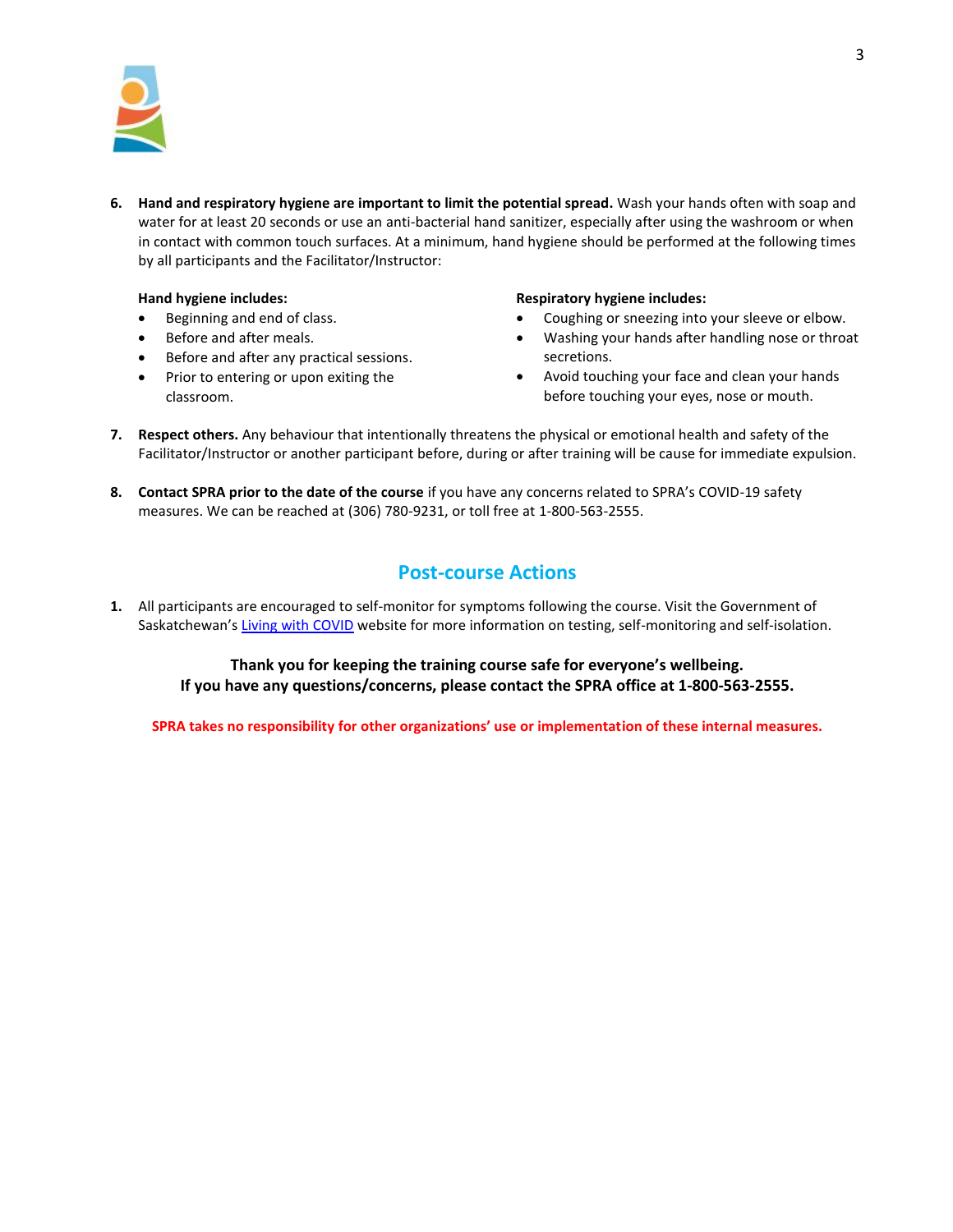6. **Hand and respiratory hygiene are important to limit the potential spread.** Wash your hands often with soap and water for at least 20 seconds or use an anti-bacterial hand sanitizer, especially after using the washroom or when in contact with common touch surfaces. At a minimum, hand hygiene should be performed at the following times by all participants and the Facilitator/Instructor:

   **Hand hygiene includes:**
   - Beginning and end of class.
   - Before and after meals.
   - Before and after any practical sessions.
   - Prior to entering or upon exiting the classroom.

   **Respiratory hygiene includes:**
   - Coughing or sneezing into your sleeve or elbow.
   - Washing your hands after handling nose or throat secretions.
   - Avoid touching your face and clean your hands before touching your eyes, nose or mouth.

7. **Respect others.** Any behaviour that intentionally threatens the physical or emotional health and safety of the Facilitator/Instructor or another participant before, during or after training will be cause for immediate expulsion.

8. **Contact SPRA prior to the date of the course** if you have any concerns related to SPRA's COVID-19 safety measures. We can be reached at (306) 780-9231, or toll free at 1-800-563-2555.

## Post-course Actions

1. All participants are encouraged to self-monitor for symptoms following the course. Visit the Government of Saskatchewan's Living with COVID website for more information on testing, self-monitoring and self-isolation.

**Thank you for keeping the training course safe for everyone's wellbeing.**
**If you have any questions/concerns, please contact the SPRA office at 1-800-563-2555.**

**SPRA takes no responsibility for other organizations' use or implementation of these internal measures.**